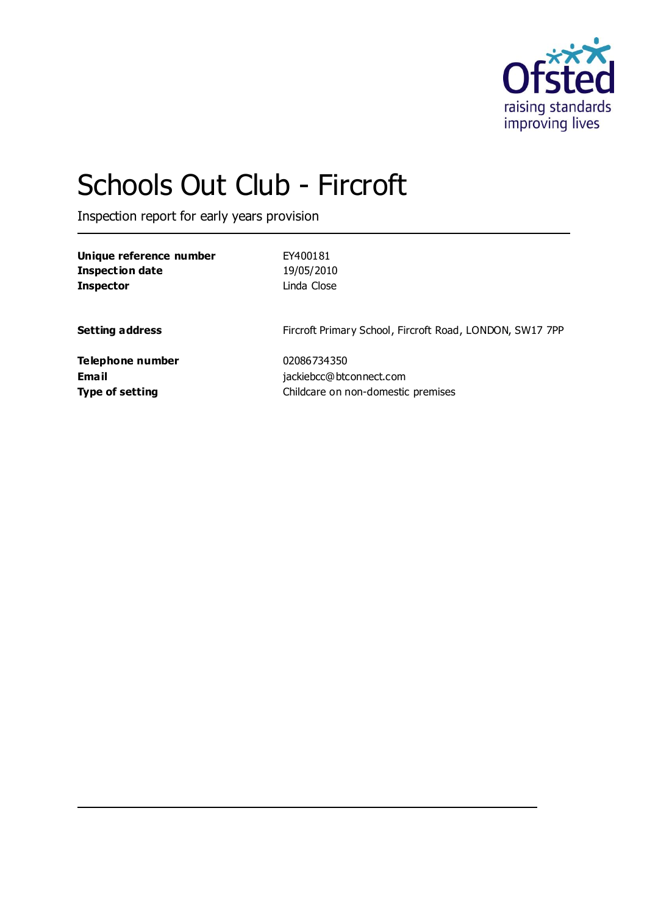# Schools Out Club - Fircroft

Inspection report for early years provision

| | |
|---|---|
| **Unique reference number** | EY400181 |
| **Inspection date** | 19/05/2010 |
| **Inspector** | Linda Close |
| | |
| **Setting address** | Fircroft Primary School, Fircroft Road, LONDON, SW17 7PP |
| | |
| **Telephone number** | 02086734350 |
| **Email** | jackiebcc@btconnect.com |
| **Type of setting** | Childcare on non-domestic premises |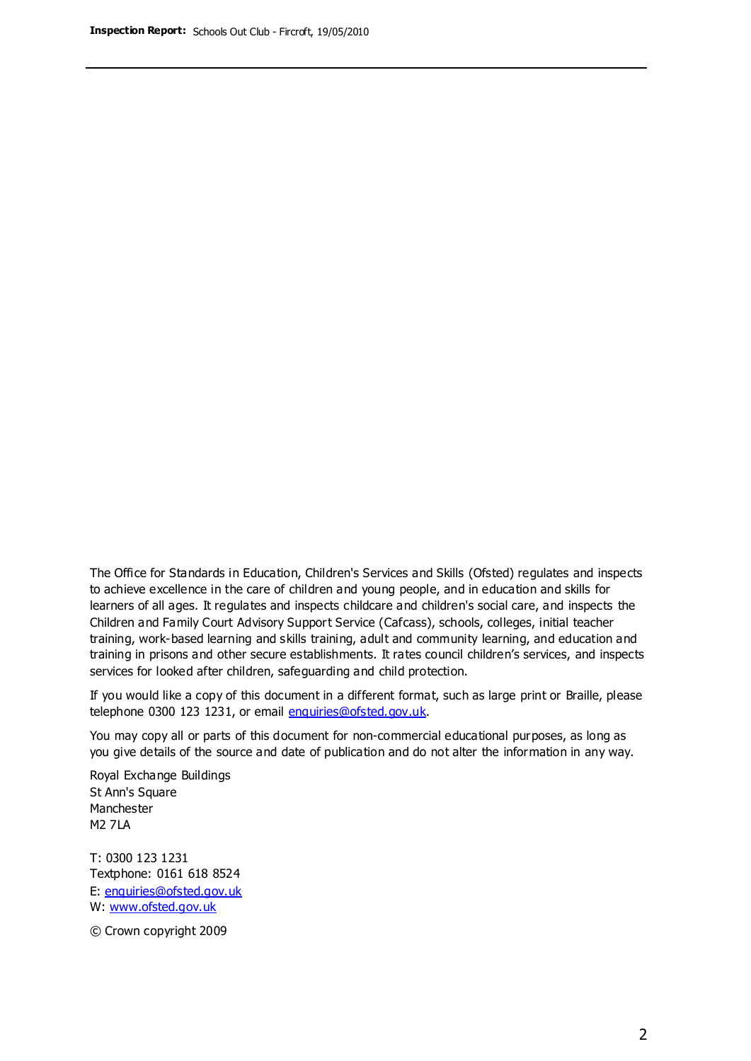The Office for Standards in Education, Children's Services and Skills (Ofsted) regulates and inspects to achieve excellence in the care of children and young people, and in education and skills for learners of all ages. It regulates and inspects childcare and children's social care, and inspects the Children and Family Court Advisory Support Service (Cafcass), schools, colleges, initial teacher training, work-based learning and skills training, adult and community learning, and education and training in prisons and other secure establishments. It rates council children's services, and inspects services for looked after children, safeguarding and child protection.

If you would like a copy of this document in a different format, such as large print or Braille, please telephone 0300 123 1231, or email enquiries@ofsted.gov.uk.

You may copy all or parts of this document for non-commercial educational purposes, as long as you give details of the source and date of publication and do not alter the information in any way.

Royal Exchange Buildings
St Ann's Square
Manchester
M2 7LA

T: 0300 123 1231
Textphone: 0161 618 8524
E: enquiries@ofsted.gov.uk
W: www.ofsted.gov.uk

© Crown copyright 2009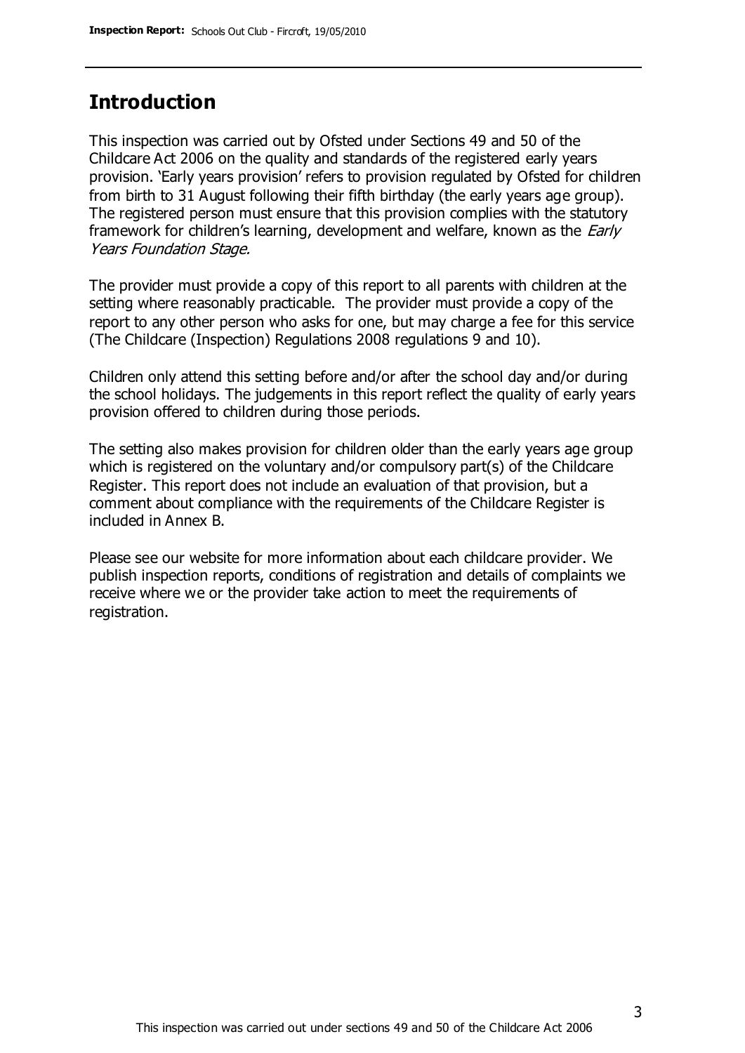## Introduction

This inspection was carried out by Ofsted under Sections 49 and 50 of the Childcare Act 2006 on the quality and standards of the registered early years provision. 'Early years provision' refers to provision regulated by Ofsted for children from birth to 31 August following their fifth birthday (the early years age group). The registered person must ensure that this provision complies with the statutory framework for children's learning, development and welfare, known as the *Early Years Foundation Stage.*

The provider must provide a copy of this report to all parents with children at the setting where reasonably practicable. The provider must provide a copy of the report to any other person who asks for one, but may charge a fee for this service (The Childcare (Inspection) Regulations 2008 regulations 9 and 10).

Children only attend this setting before and/or after the school day and/or during the school holidays. The judgements in this report reflect the quality of early years provision offered to children during those periods.

The setting also makes provision for children older than the early years age group which is registered on the voluntary and/or compulsory part(s) of the Childcare Register. This report does not include an evaluation of that provision, but a comment about compliance with the requirements of the Childcare Register is included in Annex B.

Please see our website for more information about each childcare provider. We publish inspection reports, conditions of registration and details of complaints we receive where we or the provider take action to meet the requirements of registration.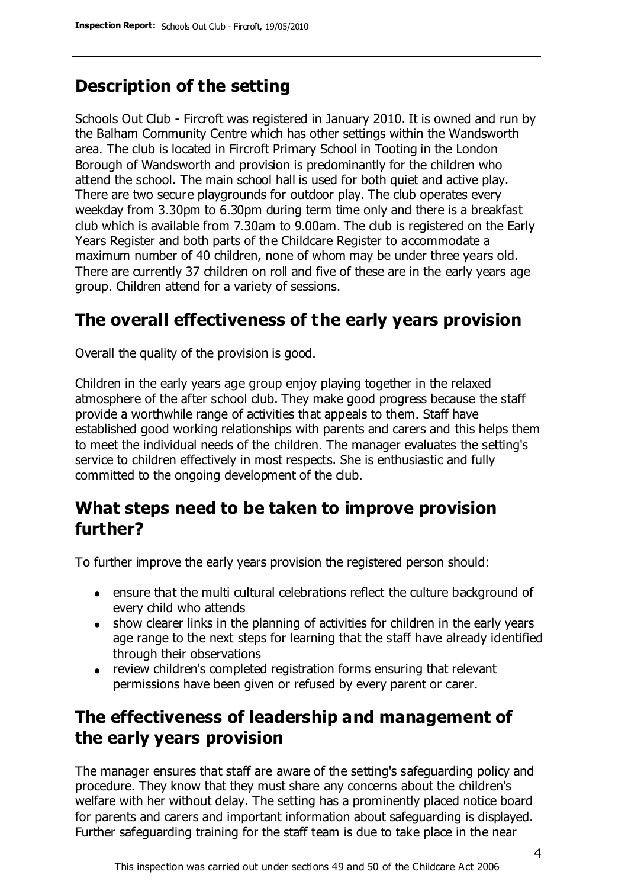## Description of the setting

Schools Out Club - Fircroft was registered in January 2010. It is owned and run by the Balham Community Centre which has other settings within the Wandsworth area. The club is located in Fircroft Primary School in Tooting in the London Borough of Wandsworth and provision is predominantly for the children who attend the school. The main school hall is used for both quiet and active play. There are two secure playgrounds for outdoor play. The club operates every weekday from 3.30pm to 6.30pm during term time only and there is a breakfast club which is available from 7.30am to 9.00am. The club is registered on the Early Years Register and both parts of the Childcare Register to accommodate a maximum number of 40 children, none of whom may be under three years old. There are currently 37 children on roll and five of these are in the early years age group. Children attend for a variety of sessions.

## The overall effectiveness of the early years provision

Overall the quality of the provision is good.

Children in the early years age group enjoy playing together in the relaxed atmosphere of the after school club. They make good progress because the staff provide a worthwhile range of activities that appeals to them. Staff have established good working relationships with parents and carers and this helps them to meet the individual needs of the children. The manager evaluates the setting's service to children effectively in most respects. She is enthusiastic and fully committed to the ongoing development of the club.

## What steps need to be taken to improve provision further?

To further improve the early years provision the registered person should:

- ensure that the multi cultural celebrations reflect the culture background of every child who attends
- show clearer links in the planning of activities for children in the early years age range to the next steps for learning that the staff have already identified through their observations
- review children's completed registration forms ensuring that relevant permissions have been given or refused by every parent or carer.

## The effectiveness of leadership and management of the early years provision

The manager ensures that staff are aware of the setting's safeguarding policy and procedure. They know that they must share any concerns about the children's welfare with her without delay. The setting has a prominently placed notice board for parents and carers and important information about safeguarding is displayed. Further safeguarding training for the staff team is due to take place in the near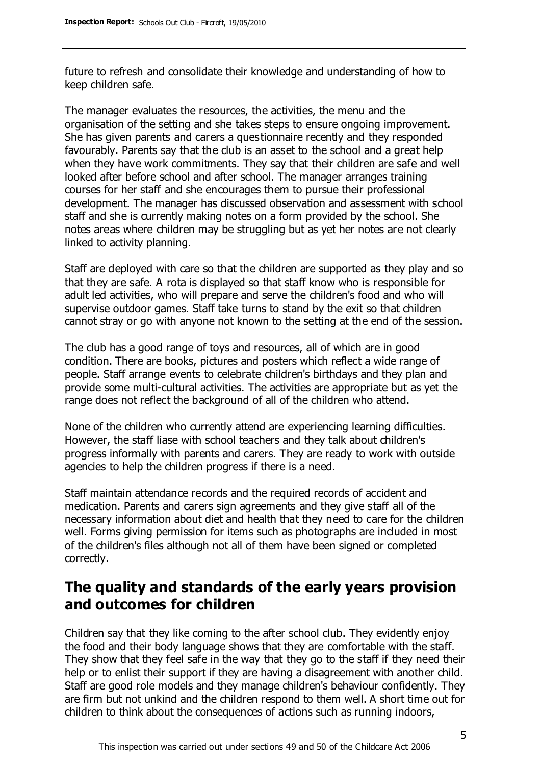future to refresh and consolidate their knowledge and understanding of how to keep children safe.

The manager evaluates the resources, the activities, the menu and the organisation of the setting and she takes steps to ensure ongoing improvement. She has given parents and carers a questionnaire recently and they responded favourably. Parents say that the club is an asset to the school and a great help when they have work commitments. They say that their children are safe and well looked after before school and after school. The manager arranges training courses for her staff and she encourages them to pursue their professional development. The manager has discussed observation and assessment with school staff and she is currently making notes on a form provided by the school. She notes areas where children may be struggling but as yet her notes are not clearly linked to activity planning.

Staff are deployed with care so that the children are supported as they play and so that they are safe. A rota is displayed so that staff know who is responsible for adult led activities, who will prepare and serve the children's food and who will supervise outdoor games. Staff take turns to stand by the exit so that children cannot stray or go with anyone not known to the setting at the end of the session.

The club has a good range of toys and resources, all of which are in good condition. There are books, pictures and posters which reflect a wide range of people. Staff arrange events to celebrate children's birthdays and they plan and provide some multi-cultural activities. The activities are appropriate but as yet the range does not reflect the background of all of the children who attend.

None of the children who currently attend are experiencing learning difficulties. However, the staff liase with school teachers and they talk about children's progress informally with parents and carers. They are ready to work with outside agencies to help the children progress if there is a need.

Staff maintain attendance records and the required records of accident and medication. Parents and carers sign agreements and they give staff all of the necessary information about diet and health that they need to care for the children well. Forms giving permission for items such as photographs are included in most of the children's files although not all of them have been signed or completed correctly.

## The quality and standards of the early years provision and outcomes for children

Children say that they like coming to the after school club. They evidently enjoy the food and their body language shows that they are comfortable with the staff. They show that they feel safe in the way that they go to the staff if they need their help or to enlist their support if they are having a disagreement with another child. Staff are good role models and they manage children's behaviour confidently. They are firm but not unkind and the children respond to them well. A short time out for children to think about the consequences of actions such as running indoors,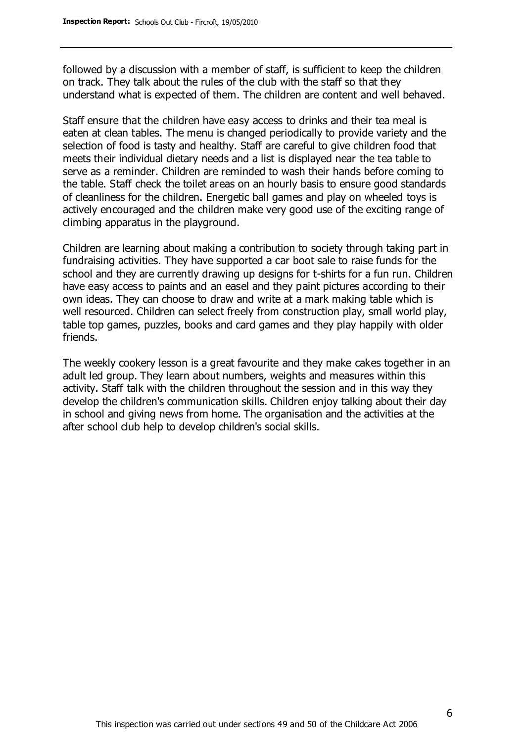followed by a discussion with a member of staff, is sufficient to keep the children on track. They talk about the rules of the club with the staff so that they understand what is expected of them. The children are content and well behaved.

Staff ensure that the children have easy access to drinks and their tea meal is eaten at clean tables. The menu is changed periodically to provide variety and the selection of food is tasty and healthy. Staff are careful to give children food that meets their individual dietary needs and a list is displayed near the tea table to serve as a reminder. Children are reminded to wash their hands before coming to the table. Staff check the toilet areas on an hourly basis to ensure good standards of cleanliness for the children. Energetic ball games and play on wheeled toys is actively encouraged and the children make very good use of the exciting range of climbing apparatus in the playground.

Children are learning about making a contribution to society through taking part in fundraising activities. They have supported a car boot sale to raise funds for the school and they are currently drawing up designs for t-shirts for a fun run. Children have easy access to paints and an easel and they paint pictures according to their own ideas. They can choose to draw and write at a mark making table which is well resourced. Children can select freely from construction play, small world play, table top games, puzzles, books and card games and they play happily with older friends.

The weekly cookery lesson is a great favourite and they make cakes together in an adult led group. They learn about numbers, weights and measures within this activity. Staff talk with the children throughout the session and in this way they develop the children's communication skills. Children enjoy talking about their day in school and giving news from home. The organisation and the activities at the after school club help to develop children's social skills.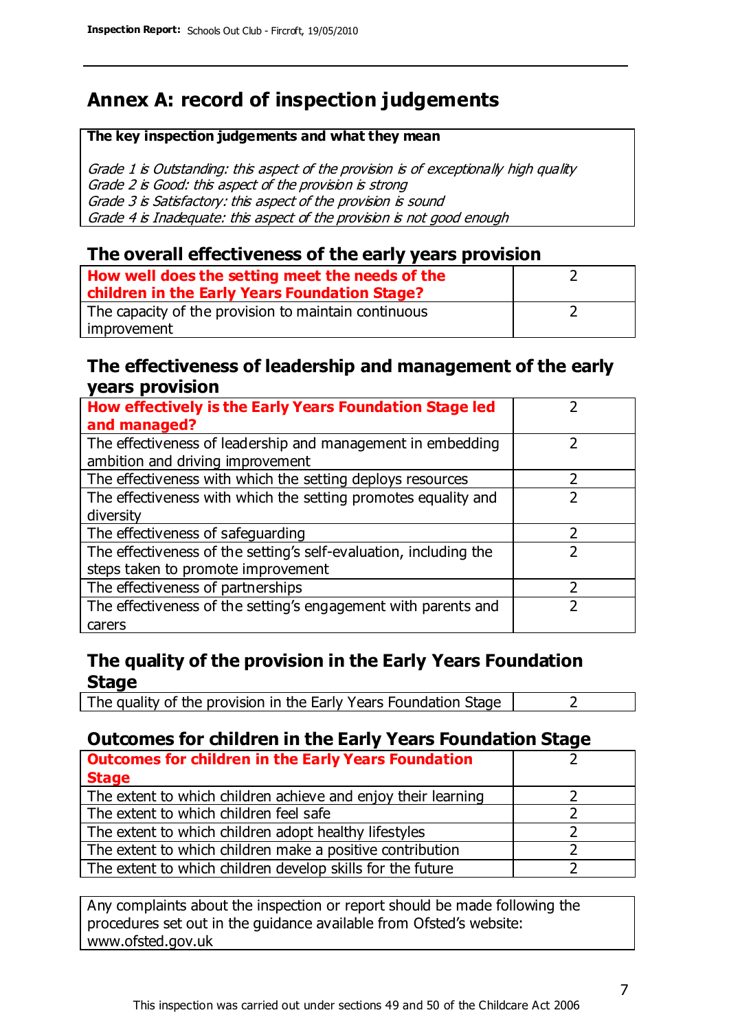# Annex A: record of inspection judgements

| **The key inspection judgements and what they mean** |
|---|
| *Grade 1 is Outstanding: this aspect of the provision is of exceptionally high quality* <br> *Grade 2 is Good: this aspect of the provision is strong* <br> *Grade 3 is Satisfactory: this aspect of the provision is sound* <br> *Grade 4 is Inadequate: this aspect of the provision is not good enough* |

## The overall effectiveness of the early years provision

| | |
|---|---|
| **How well does the setting meet the needs of the children in the Early Years Foundation Stage?** | 2 |
| The capacity of the provision to maintain continuous improvement | 2 |

## The effectiveness of leadership and management of the early years provision

| | |
|---|---|
| **How effectively is the Early Years Foundation Stage led and managed?** | 2 |
| The effectiveness of leadership and management in embedding ambition and driving improvement | 2 |
| The effectiveness with which the setting deploys resources | 2 |
| The effectiveness with which the setting promotes equality and diversity | 2 |
| The effectiveness of safeguarding | 2 |
| The effectiveness of the setting's self-evaluation, including the steps taken to promote improvement | 2 |
| The effectiveness of partnerships | 2 |
| The effectiveness of the setting's engagement with parents and carers | 2 |

## The quality of the provision in the Early Years Foundation Stage

| | |
|---|---|
| The quality of the provision in the Early Years Foundation Stage | 2 |

## Outcomes for children in the Early Years Foundation Stage

| | |
|---|---|
| **Outcomes for children in the Early Years Foundation Stage** | 2 |
| The extent to which children achieve and enjoy their learning | 2 |
| The extent to which children feel safe | 2 |
| The extent to which children adopt healthy lifestyles | 2 |
| The extent to which children make a positive contribution | 2 |
| The extent to which children develop skills for the future | 2 |

| |
|---|
| Any complaints about the inspection or report should be made following the procedures set out in the guidance available from Ofsted's website: www.ofsted.gov.uk |

This inspection was carried out under sections 49 and 50 of the Childcare Act 2006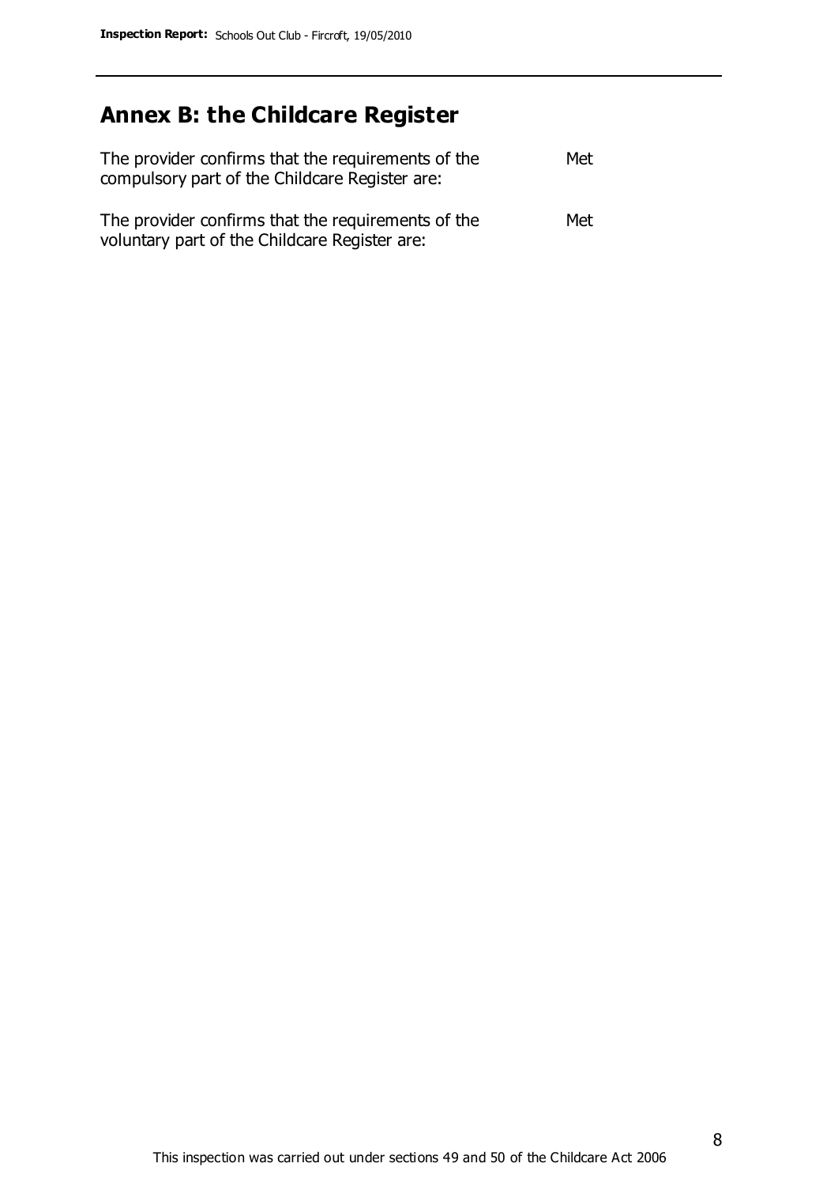## Annex B: the Childcare Register

| | |
|---|---|
| The provider confirms that the requirements of the compulsory part of the Childcare Register are: | Met |
| The provider confirms that the requirements of the voluntary part of the Childcare Register are: | Met |

This inspection was carried out under sections 49 and 50 of the Childcare Act 2006